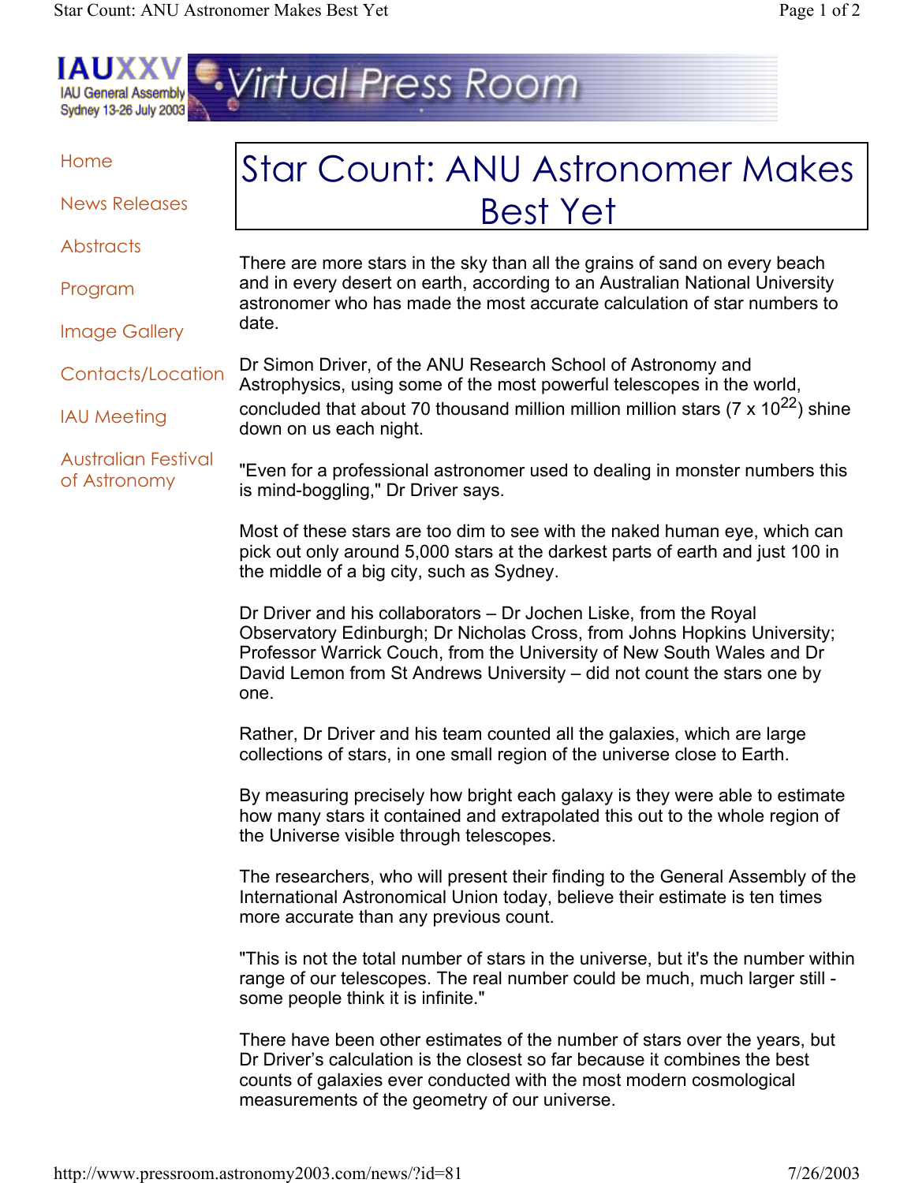# Star Count: ANU Astronomer Makes Best Yet

There are more stars in the sky than all the grains of sand on every beach and in every desert on earth, according to an Australian National University astronomer who has made the most accurate calculation of star numbers to date.

Dr Simon Driver, of the ANU Research School of Astronomy and Astrophysics, using some of the most powerful telescopes in the world, concluded that about 70 thousand million million million stars ($7 \times 10^{22}$) shine down on us each night.

"Even for a professional astronomer used to dealing in monster numbers this is mind-boggling," Dr Driver says.

Most of these stars are too dim to see with the naked human eye, which can pick out only around 5,000 stars at the darkest parts of earth and just 100 in the middle of a big city, such as Sydney.

Dr Driver and his collaborators – Dr Jochen Liske, from the Royal Observatory Edinburgh; Dr Nicholas Cross, from Johns Hopkins University; Professor Warrick Couch, from the University of New South Wales and Dr David Lemon from St Andrews University – did not count the stars one by one.

Rather, Dr Driver and his team counted all the galaxies, which are large collections of stars, in one small region of the universe close to Earth.

By measuring precisely how bright each galaxy is they were able to estimate how many stars it contained and extrapolated this out to the whole region of the Universe visible through telescopes.

The researchers, who will present their finding to the General Assembly of the International Astronomical Union today, believe their estimate is ten times more accurate than any previous count.

"This is not the total number of stars in the universe, but it's the number within range of our telescopes. The real number could be much, much larger still - some people think it is infinite."

There have been other estimates of the number of stars over the years, but Dr Driver's calculation is the closest so far because it combines the best counts of galaxies ever conducted with the most modern cosmological measurements of the geometry of our universe.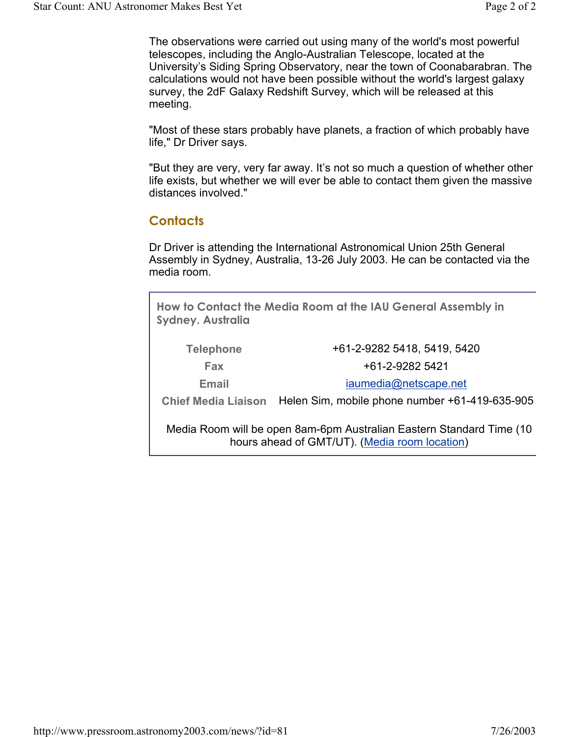The observations were carried out using many of the world's most powerful telescopes, including the Anglo-Australian Telescope, located at the University’s Siding Spring Observatory, near the town of Coonabarabran. The calculations would not have been possible without the world's largest galaxy survey, the 2dF Galaxy Redshift Survey, which will be released at this meeting.

"Most of these stars probably have planets, a fraction of which probably have life," Dr Driver says.

"But they are very, very far away. It’s not so much a question of whether other life exists, but whether we will ever be able to contact them given the massive distances involved."

## Contacts

Dr Driver is attending the International Astronomical Union 25th General Assembly in Sydney, Australia, 13-26 July 2003. He can be contacted via the media room.

### How to Contact the Media Room at the IAU General Assembly in Sydney. Australia

| | |
|---|---|
| **Telephone** | +61-2-9282 5418, 5419, 5420 |
| **Fax** | +61-2-9282 5421 |
| **Email** | iaumedia@netscape.net |
| **Chief Media Liaison** | Helen Sim, mobile phone number +61-419-635-905 |

Media Room will be open 8am-6pm Australian Eastern Standard Time (10 hours ahead of GMT/UT). (Media room location)